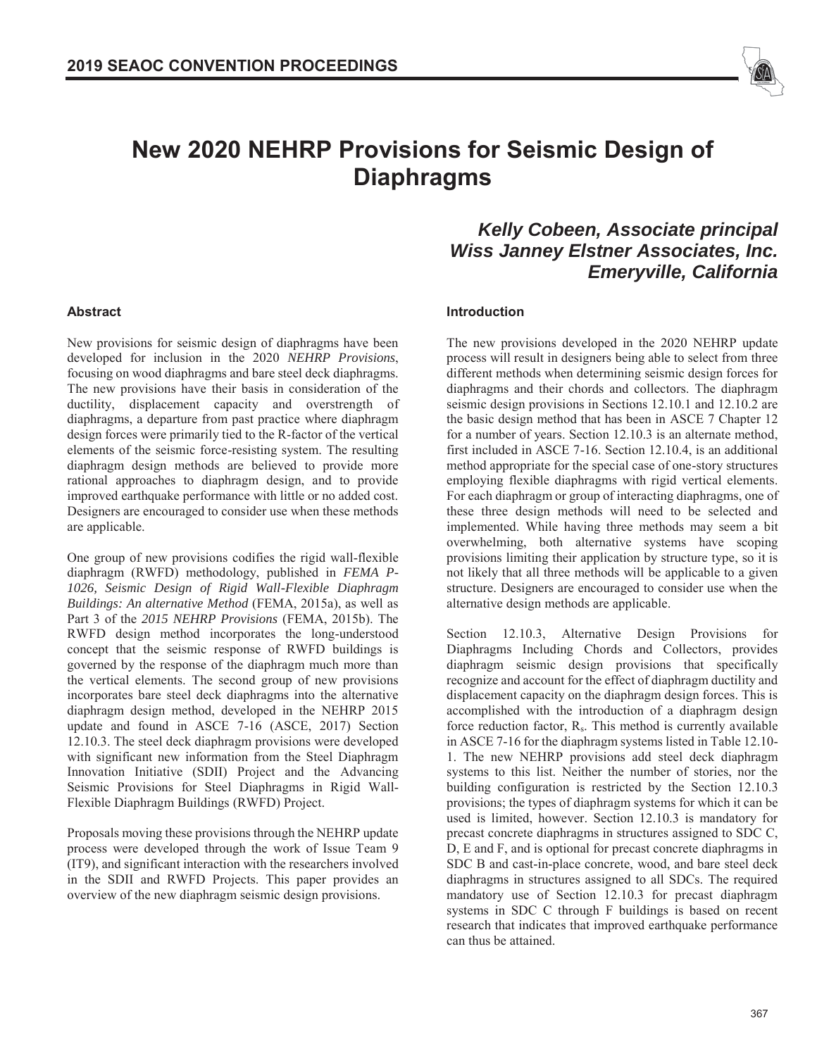# New 2020 NEHRP Provisions for Seismic Design of Diaphragms

***Kelly Cobeen, Associate principal***
***Wiss Janney Elstner Associates, Inc.***
***Emeryville, California***

## Abstract

New provisions for seismic design of diaphragms have been developed for inclusion in the 2020 *NEHRP Provisions*, focusing on wood diaphragms and bare steel deck diaphragms. The new provisions have their basis in consideration of the ductility, displacement capacity and overstrength of diaphragms, a departure from past practice where diaphragm design forces were primarily tied to the R-factor of the vertical elements of the seismic force-resisting system. The resulting diaphragm design methods are believed to provide more rational approaches to diaphragm design, and to provide improved earthquake performance with little or no added cost. Designers are encouraged to consider use when these methods are applicable.

One group of new provisions codifies the rigid wall-flexible diaphragm (RWFD) methodology, published in *FEMA P-1026, Seismic Design of Rigid Wall-Flexible Diaphragm Buildings: An alternative Method* (FEMA, 2015a), as well as Part 3 of the *2015 NEHRP Provisions* (FEMA, 2015b). The RWFD design method incorporates the long-understood concept that the seismic response of RWFD buildings is governed by the response of the diaphragm much more than the vertical elements. The second group of new provisions incorporates bare steel deck diaphragms into the alternative diaphragm design method, developed in the NEHRP 2015 update and found in ASCE 7-16 (ASCE, 2017) Section 12.10.3. The steel deck diaphragm provisions were developed with significant new information from the Steel Diaphragm Innovation Initiative (SDII) Project and the Advancing Seismic Provisions for Steel Diaphragms in Rigid Wall-Flexible Diaphragm Buildings (RWFD) Project.

Proposals moving these provisions through the NEHRP update process were developed through the work of Issue Team 9 (IT9), and significant interaction with the researchers involved in the SDII and RWFD Projects. This paper provides an overview of the new diaphragm seismic design provisions.

## Introduction

The new provisions developed in the 2020 NEHRP update process will result in designers being able to select from three different methods when determining seismic design forces for diaphragms and their chords and collectors. The diaphragm seismic design provisions in Sections 12.10.1 and 12.10.2 are the basic design method that has been in ASCE 7 Chapter 12 for a number of years. Section 12.10.3 is an alternate method, first included in ASCE 7-16. Section 12.10.4, is an additional method appropriate for the special case of one-story structures employing flexible diaphragms with rigid vertical elements. For each diaphragm or group of interacting diaphragms, one of these three design methods will need to be selected and implemented. While having three methods may seem a bit overwhelming, both alternative systems have scoping provisions limiting their application by structure type, so it is not likely that all three methods will be applicable to a given structure. Designers are encouraged to consider use when the alternative design methods are applicable.

Section 12.10.3, Alternative Design Provisions for Diaphragms Including Chords and Collectors, provides diaphragm seismic design provisions that specifically recognize and account for the effect of diaphragm ductility and displacement capacity on the diaphragm design forces. This is accomplished with the introduction of a diaphragm design force reduction factor, $R_s$. This method is currently available in ASCE 7-16 for the diaphragm systems listed in Table 12.10-1. The new NEHRP provisions add steel deck diaphragm systems to this list. Neither the number of stories, nor the building configuration is restricted by the Section 12.10.3 provisions; the types of diaphragm systems for which it can be used is limited, however. Section 12.10.3 is mandatory for precast concrete diaphragms in structures assigned to SDC C, D, E and F, and is optional for precast concrete diaphragms in SDC B and cast-in-place concrete, wood, and bare steel deck diaphragms in structures assigned to all SDCs. The required mandatory use of Section 12.10.3 for precast diaphragm systems in SDC C through F buildings is based on recent research that indicates that improved earthquake performance can thus be attained.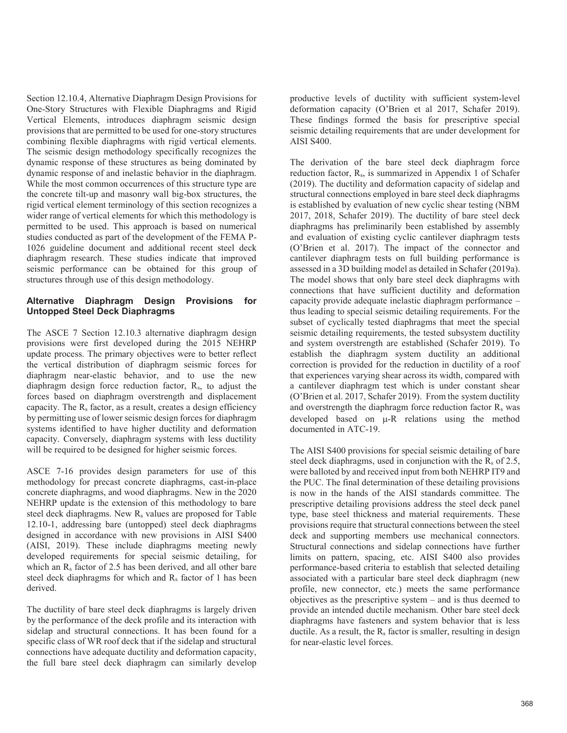Section 12.10.4, Alternative Diaphragm Design Provisions for One-Story Structures with Flexible Diaphragms and Rigid Vertical Elements, introduces diaphragm seismic design provisions that are permitted to be used for one-story structures combining flexible diaphragms with rigid vertical elements. The seismic design methodology specifically recognizes the dynamic response of these structures as being dominated by dynamic response of and inelastic behavior in the diaphragm. While the most common occurrences of this structure type are the concrete tilt-up and masonry wall big-box structures, the rigid vertical element terminology of this section recognizes a wider range of vertical elements for which this methodology is permitted to be used. This approach is based on numerical studies conducted as part of the development of the FEMA P-1026 guideline document and additional recent steel deck diaphragm research. These studies indicate that improved seismic performance can be obtained for this group of structures through use of this design methodology.

### Alternative Diaphragm Design Provisions for Untopped Steel Deck Diaphragms

The ASCE 7 Section 12.10.3 alternative diaphragm design provisions were first developed during the 2015 NEHRP update process. The primary objectives were to better reflect the vertical distribution of diaphragm seismic forces for diaphragm near-elastic behavior, and to use the new diaphragm design force reduction factor, $R_s$, to adjust the forces based on diaphragm overstrength and displacement capacity. The $R_s$ factor, as a result, creates a design efficiency by permitting use of lower seismic design forces for diaphragm systems identified to have higher ductility and deformation capacity. Conversely, diaphragm systems with less ductility will be required to be designed for higher seismic forces.

ASCE 7-16 provides design parameters for use of this methodology for precast concrete diaphragms, cast-in-place concrete diaphragms, and wood diaphragms. New in the 2020 NEHRP update is the extension of this methodology to bare steel deck diaphragms. New $R_s$ values are proposed for Table 12.10-1, addressing bare (untopped) steel deck diaphragms designed in accordance with new provisions in AISI S400 (AISI, 2019). These include diaphragms meeting newly developed requirements for special seismic detailing, for which an $R_s$ factor of 2.5 has been derived, and all other bare steel deck diaphragms for which and $R_s$ factor of 1 has been derived.

The ductility of bare steel deck diaphragms is largely driven by the performance of the deck profile and its interaction with sidelap and structural connections. It has been found for a specific class of WR roof deck that if the sidelap and structural connections have adequate ductility and deformation capacity, the full bare steel deck diaphragm can similarly develop productive levels of ductility with sufficient system-level deformation capacity (O'Brien et al 2017, Schafer 2019). These findings formed the basis for prescriptive special seismic detailing requirements that are under development for AISI S400.

The derivation of the bare steel deck diaphragm force reduction factor, $R_s$, is summarized in Appendix 1 of Schafer (2019). The ductility and deformation capacity of sidelap and structural connections employed in bare steel deck diaphragms is established by evaluation of new cyclic shear testing (NBM 2017, 2018, Schafer 2019). The ductility of bare steel deck diaphragms has preliminarily been established by assembly and evaluation of existing cyclic cantilever diaphragm tests (O'Brien et al. 2017). The impact of the connector and cantilever diaphragm tests on full building performance is assessed in a 3D building model as detailed in Schafer (2019a). The model shows that only bare steel deck diaphragms with connections that have sufficient ductility and deformation capacity provide adequate inelastic diaphragm performance – thus leading to special seismic detailing requirements. For the subset of cyclically tested diaphragms that meet the special seismic detailing requirements, the tested subsystem ductility and system overstrength are established (Schafer 2019). To establish the diaphragm system ductility an additional correction is provided for the reduction in ductility of a roof that experiences varying shear across its width, compared with a cantilever diaphragm test which is under constant shear (O'Brien et al. 2017, Schafer 2019). From the system ductility and overstrength the diaphragm force reduction factor $R_s$ was developed based on $\mu$-R relations using the method documented in ATC-19.

The AISI S400 provisions for special seismic detailing of bare steel deck diaphragms, used in conjunction with the $R_s$ of 2.5, were balloted by and received input from both NEHRP IT9 and the PUC. The final determination of these detailing provisions is now in the hands of the AISI standards committee. The prescriptive detailing provisions address the steel deck panel type, base steel thickness and material requirements. These provisions require that structural connections between the steel deck and supporting members use mechanical connectors. Structural connections and sidelap connections have further limits on pattern, spacing, etc. AISI S400 also provides performance-based criteria to establish that selected detailing associated with a particular bare steel deck diaphragm (new profile, new connector, etc.) meets the same performance objectives as the prescriptive system – and is thus deemed to provide an intended ductile mechanism. Other bare steel deck diaphragms have fasteners and system behavior that is less ductile. As a result, the $R_s$ factor is smaller, resulting in design for near-elastic level forces.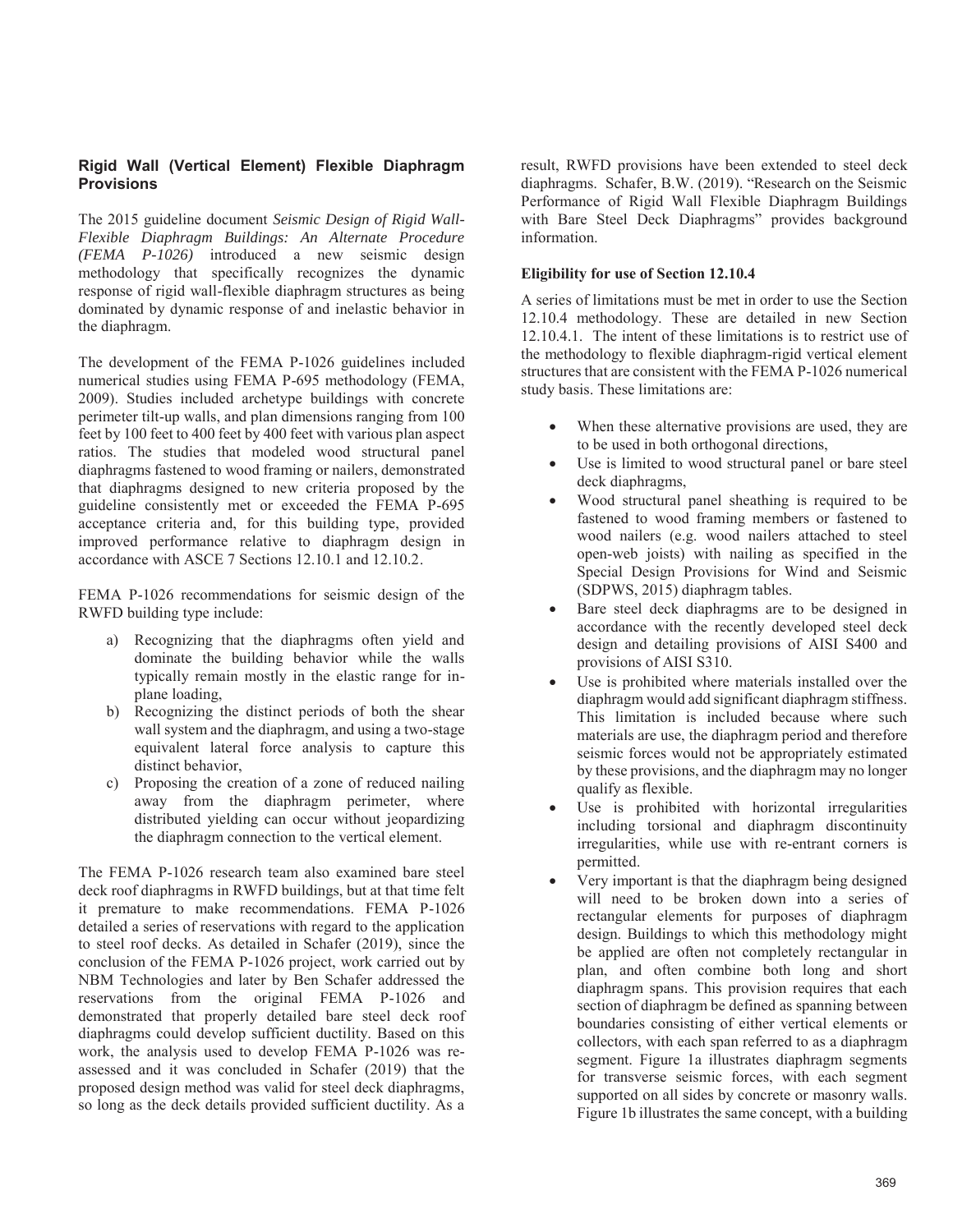## Rigid Wall (Vertical Element) Flexible Diaphragm Provisions

The 2015 guideline document *Seismic Design of Rigid Wall-Flexible Diaphragm Buildings: An Alternate Procedure (FEMA P-1026)* introduced a new seismic design methodology that specifically recognizes the dynamic response of rigid wall-flexible diaphragm structures as being dominated by dynamic response of and inelastic behavior in the diaphragm.

The development of the FEMA P-1026 guidelines included numerical studies using FEMA P-695 methodology (FEMA, 2009). Studies included archetype buildings with concrete perimeter tilt-up walls, and plan dimensions ranging from 100 feet by 100 feet to 400 feet by 400 feet with various plan aspect ratios. The studies that modeled wood structural panel diaphragms fastened to wood framing or nailers, demonstrated that diaphragms designed to new criteria proposed by the guideline consistently met or exceeded the FEMA P-695 acceptance criteria and, for this building type, provided improved performance relative to diaphragm design in accordance with ASCE 7 Sections 12.10.1 and 12.10.2.

FEMA P-1026 recommendations for seismic design of the RWFD building type include:

a) Recognizing that the diaphragms often yield and dominate the building behavior while the walls typically remain mostly in the elastic range for in-plane loading,
b) Recognizing the distinct periods of both the shear wall system and the diaphragm, and using a two-stage equivalent lateral force analysis to capture this distinct behavior,
c) Proposing the creation of a zone of reduced nailing away from the diaphragm perimeter, where distributed yielding can occur without jeopardizing the diaphragm connection to the vertical element.

The FEMA P-1026 research team also examined bare steel deck roof diaphragms in RWFD buildings, but at that time felt it premature to make recommendations. FEMA P-1026 detailed a series of reservations with regard to the application to steel roof decks. As detailed in Schafer (2019), since the conclusion of the FEMA P-1026 project, work carried out by NBM Technologies and later by Ben Schafer addressed the reservations from the original FEMA P-1026 and demonstrated that properly detailed bare steel deck roof diaphragms could develop sufficient ductility. Based on this work, the analysis used to develop FEMA P-1026 was re-assessed and it was concluded in Schafer (2019) that the proposed design method was valid for steel deck diaphragms, so long as the deck details provided sufficient ductility. As a result, RWFD provisions have been extended to steel deck diaphragms. Schafer, B.W. (2019). "Research on the Seismic Performance of Rigid Wall Flexible Diaphragm Buildings with Bare Steel Deck Diaphragms" provides background information.

### Eligibility for use of Section 12.10.4

A series of limitations must be met in order to use the Section 12.10.4 methodology. These are detailed in new Section 12.10.4.1. The intent of these limitations is to restrict use of the methodology to flexible diaphragm-rigid vertical element structures that are consistent with the FEMA P-1026 numerical study basis. These limitations are:

- When these alternative provisions are used, they are to be used in both orthogonal directions,
- Use is limited to wood structural panel or bare steel deck diaphragms,
- Wood structural panel sheathing is required to be fastened to wood framing members or fastened to wood nailers (e.g. wood nailers attached to steel open-web joists) with nailing as specified in the Special Design Provisions for Wind and Seismic (SDPWS, 2015) diaphragm tables.
- Bare steel deck diaphragms are to be designed in accordance with the recently developed steel deck design and detailing provisions of AISI S400 and provisions of AISI S310.
- Use is prohibited where materials installed over the diaphragm would add significant diaphragm stiffness. This limitation is included because where such materials are use, the diaphragm period and therefore seismic forces would not be appropriately estimated by these provisions, and the diaphragm may no longer qualify as flexible.
- Use is prohibited with horizontal irregularities including torsional and diaphragm discontinuity irregularities, while use with re-entrant corners is permitted.
- Very important is that the diaphragm being designed will need to be broken down into a series of rectangular elements for purposes of diaphragm design. Buildings to which this methodology might be applied are often not completely rectangular in plan, and often combine both long and short diaphragm spans. This provision requires that each section of diaphragm be defined as spanning between boundaries consisting of either vertical elements or collectors, with each span referred to as a diaphragm segment. Figure 1a illustrates diaphragm segments for transverse seismic forces, with each segment supported on all sides by concrete or masonry walls. Figure 1b illustrates the same concept, with a building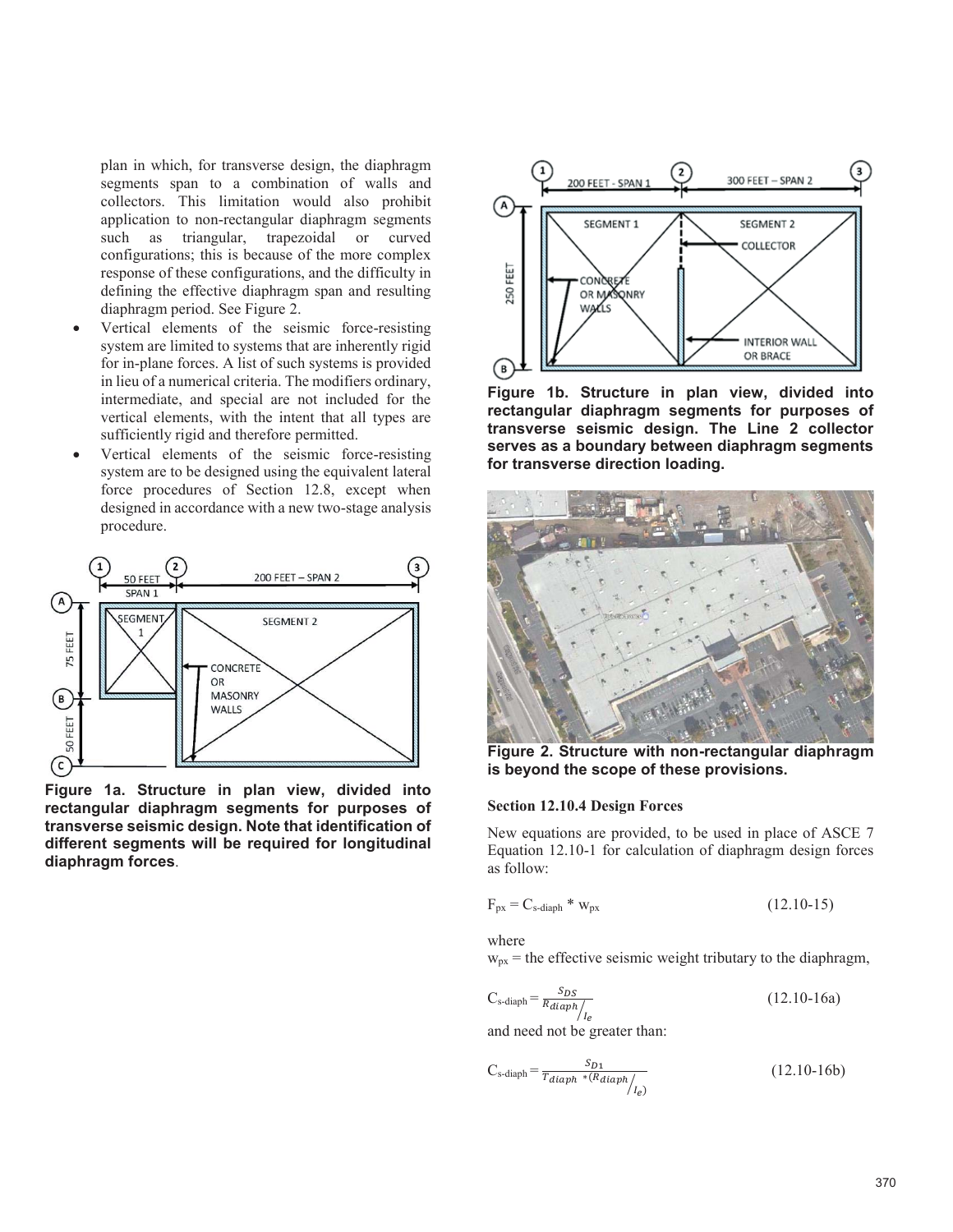plan in which, for transverse design, the diaphragm segments span to a combination of walls and collectors. This limitation would also prohibit application to non-rectangular diaphragm segments such as triangular, trapezoidal or curved configurations; this is because of the more complex response of these configurations, and the difficulty in defining the effective diaphragm span and resulting diaphragm period. See Figure 2.

- Vertical elements of the seismic force-resisting system are limited to systems that are inherently rigid for in-plane forces. A list of such systems is provided in lieu of a numerical criteria. The modifiers ordinary, intermediate, and special are not included for the vertical elements, with the intent that all types are sufficiently rigid and therefore permitted.
- Vertical elements of the seismic force-resisting system are to be designed using the equivalent lateral force procedures of Section 12.8, except when designed in accordance with a new two-stage analysis procedure.

**Figure 1a. Structure in plan view, divided into rectangular diaphragm segments for purposes of transverse seismic design. Note that identification of different segments will be required for longitudinal diaphragm forces**.

**Figure 1b. Structure in plan view, divided into rectangular diaphragm segments for purposes of transverse seismic design. The Line 2 collector serves as a boundary between diaphragm segments for transverse direction loading.**

**Figure 2. Structure with non-rectangular diaphragm is beyond the scope of these provisions.**

#### Section 12.10.4 Design Forces

New equations are provided, to be used in place of ASCE 7 Equation 12.10-1 for calculation of diaphragm design forces as follow:

$$F_{px} = C_{s\text{-}diaph} * w_{px} \quad (12.10\text{-}15)$$

where

$w_{px}$ = the effective seismic weight tributary to the diaphragm,

$$C_{s\text{-}diaph} = \frac{S_{DS}}{R_{diaph}/I_e} \quad (12.10\text{-}16a)$$

and need not be greater than:

$$C_{s\text{-}diaph} = \frac{S_{D1}}{T_{diaph} * (R_{diaph}/I_e)} \quad (12.10\text{-}16b)$$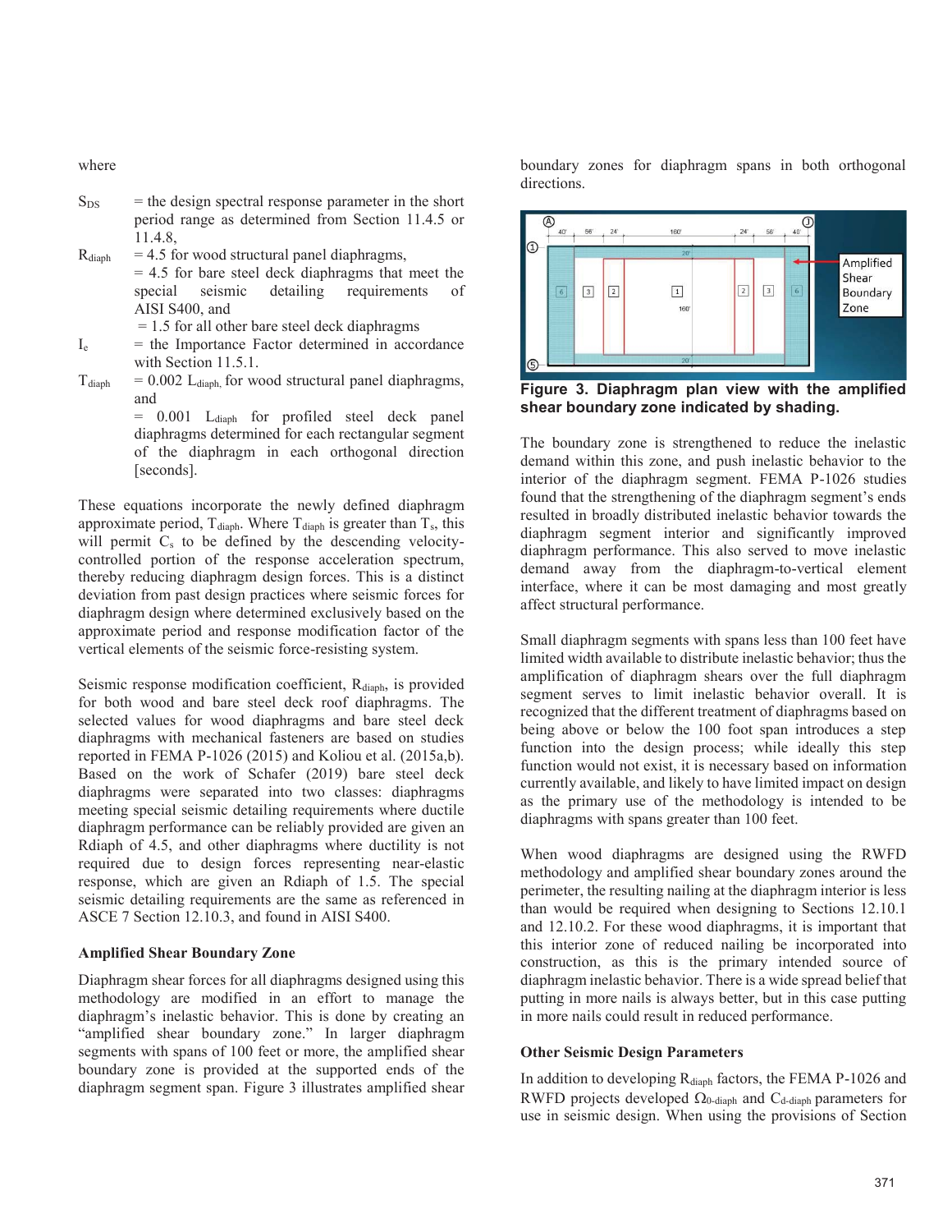where

$S_{DS}$ = the design spectral response parameter in the short period range as determined from Section 11.4.5 or 11.4.8,

$R_{diaph}$ = 4.5 for wood structural panel diaphragms,
= 4.5 for bare steel deck diaphragms that meet the special seismic detailing requirements of AISI S400, and
= 1.5 for all other bare steel deck diaphragms

$I_e$ = the Importance Factor determined in accordance with Section 11.5.1.

$T_{diaph}$ = 0.002 $L_{diaph}$, for wood structural panel diaphragms, and
= 0.001 $L_{diaph}$ for profiled steel deck panel diaphragms determined for each rectangular segment of the diaphragm in each orthogonal direction [seconds].

These equations incorporate the newly defined diaphragm approximate period, $T_{diaph}$. Where $T_{diaph}$ is greater than $T_s$, this will permit $C_s$ to be defined by the descending velocity-controlled portion of the response acceleration spectrum, thereby reducing diaphragm design forces. This is a distinct deviation from past design practices where seismic forces for diaphragm design where determined exclusively based on the approximate period and response modification factor of the vertical elements of the seismic force-resisting system.

Seismic response modification coefficient, $R_{diaph}$, is provided for both wood and bare steel deck roof diaphragms. The selected values for wood diaphragms and bare steel deck diaphragms with mechanical fasteners are based on studies reported in FEMA P-1026 (2015) and Koliou et al. (2015a,b). Based on the work of Schafer (2019) bare steel deck diaphragms were separated into two classes: diaphragms meeting special seismic detailing requirements where ductile diaphragm performance can be reliably provided are given an Rdiaph of 4.5, and other diaphragms where ductility is not required due to design forces representing near-elastic response, which are given an Rdiaph of 1.5. The special seismic detailing requirements are the same as referenced in ASCE 7 Section 12.10.3, and found in AISI S400.

### Amplified Shear Boundary Zone

Diaphragm shear forces for all diaphragms designed using this methodology are modified in an effort to manage the diaphragm's inelastic behavior. This is done by creating an "amplified shear boundary zone." In larger diaphragm segments with spans of 100 feet or more, the amplified shear boundary zone is provided at the supported ends of the diaphragm segment span. Figure 3 illustrates amplified shear boundary zones for diaphragm spans in both orthogonal directions.

**Figure 3. Diaphragm plan view with the amplified shear boundary zone indicated by shading.**

The boundary zone is strengthened to reduce the inelastic demand within this zone, and push inelastic behavior to the interior of the diaphragm segment. FEMA P-1026 studies found that the strengthening of the diaphragm segment's ends resulted in broadly distributed inelastic behavior towards the diaphragm segment interior and significantly improved diaphragm performance. This also served to move inelastic demand away from the diaphragm-to-vertical element interface, where it can be most damaging and most greatly affect structural performance.

Small diaphragm segments with spans less than 100 feet have limited width available to distribute inelastic behavior; thus the amplification of diaphragm shears over the full diaphragm segment serves to limit inelastic behavior overall. It is recognized that the different treatment of diaphragms based on being above or below the 100 foot span introduces a step function into the design process; while ideally this step function would not exist, it is necessary based on information currently available, and likely to have limited impact on design as the primary use of the methodology is intended to be diaphragms with spans greater than 100 feet.

When wood diaphragms are designed using the RWFD methodology and amplified shear boundary zones around the perimeter, the resulting nailing at the diaphragm interior is less than would be required when designing to Sections 12.10.1 and 12.10.2. For these wood diaphragms, it is important that this interior zone of reduced nailing be incorporated into construction, as this is the primary intended source of diaphragm inelastic behavior. There is a wide spread belief that putting in more nails is always better, but in this case putting in more nails could result in reduced performance.

### Other Seismic Design Parameters

In addition to developing $R_{diaph}$ factors, the FEMA P-1026 and RWFD projects developed $\Omega_{0\text{-}diaph}$ and $C_{d\text{-}diaph}$ parameters for use in seismic design. When using the provisions of Section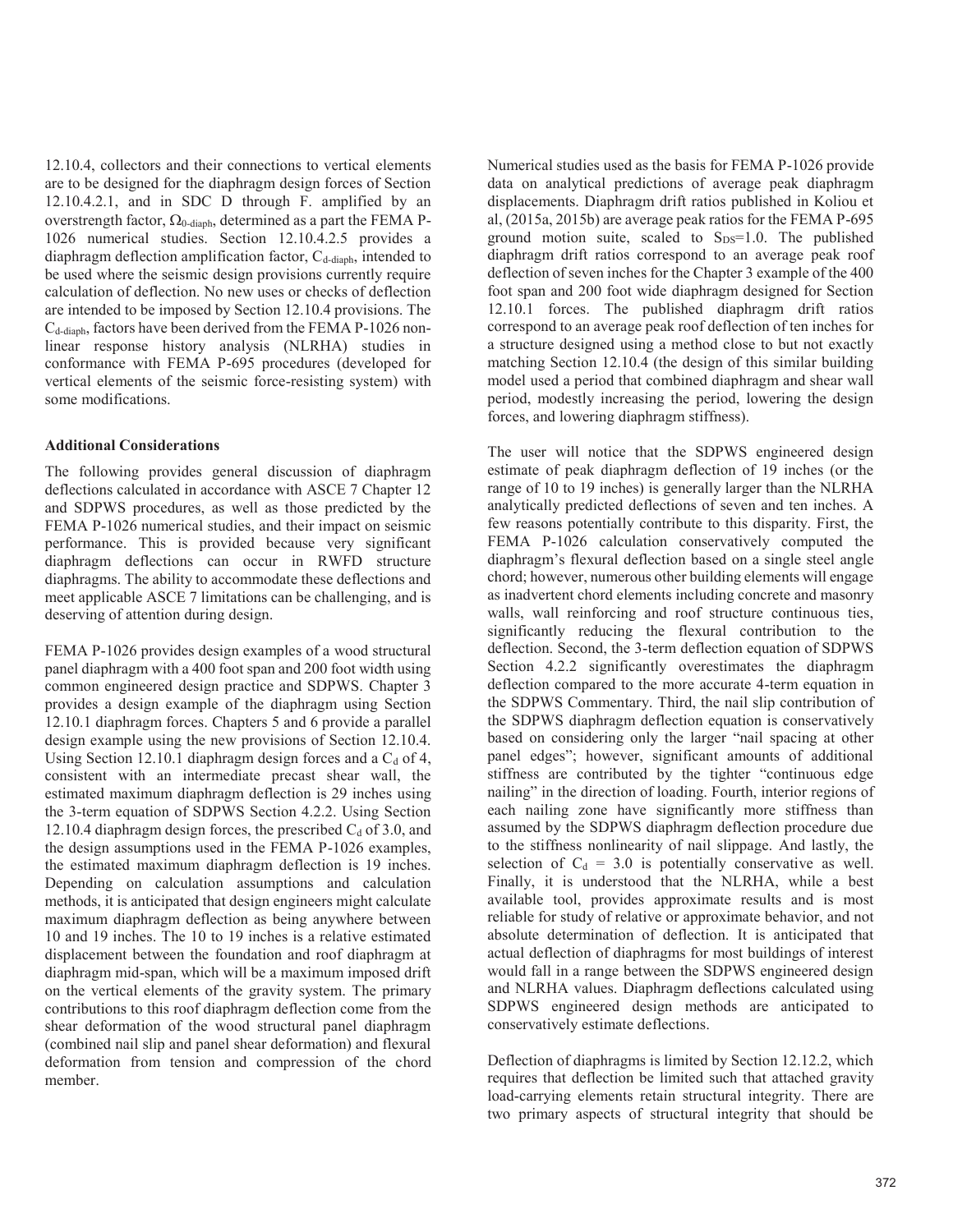12.10.4, collectors and their connections to vertical elements are to be designed for the diaphragm design forces of Section 12.10.4.2.1, and in SDC D through F. amplified by an overstrength factor, $\Omega_{0\text{-diaph}}$, determined as a part the FEMA P-1026 numerical studies. Section 12.10.4.2.5 provides a diaphragm deflection amplification factor, $C_{d\text{-diaph}}$, intended to be used where the seismic design provisions currently require calculation of deflection. No new uses or checks of deflection are intended to be imposed by Section 12.10.4 provisions. The $C_{d\text{-diaph}}$, factors have been derived from the FEMA P-1026 non-linear response history analysis (NLRHA) studies in conformance with FEMA P-695 procedures (developed for vertical elements of the seismic force-resisting system) with some modifications.

**Additional Considerations**

The following provides general discussion of diaphragm deflections calculated in accordance with ASCE 7 Chapter 12 and SDPWS procedures, as well as those predicted by the FEMA P-1026 numerical studies, and their impact on seismic performance. This is provided because very significant diaphragm deflections can occur in RWFD structure diaphragms. The ability to accommodate these deflections and meet applicable ASCE 7 limitations can be challenging, and is deserving of attention during design.

FEMA P-1026 provides design examples of a wood structural panel diaphragm with a 400 foot span and 200 foot width using common engineered design practice and SDPWS. Chapter 3 provides a design example of the diaphragm using Section 12.10.1 diaphragm forces. Chapters 5 and 6 provide a parallel design example using the new provisions of Section 12.10.4. Using Section 12.10.1 diaphragm design forces and a $C_d$ of 4, consistent with an intermediate precast shear wall, the estimated maximum diaphragm deflection is 29 inches using the 3-term equation of SDPWS Section 4.2.2. Using Section 12.10.4 diaphragm design forces, the prescribed $C_d$ of 3.0, and the design assumptions used in the FEMA P-1026 examples, the estimated maximum diaphragm deflection is 19 inches. Depending on calculation assumptions and calculation methods, it is anticipated that design engineers might calculate maximum diaphragm deflection as being anywhere between 10 and 19 inches. The 10 to 19 inches is a relative estimated displacement between the foundation and roof diaphragm at diaphragm mid-span, which will be a maximum imposed drift on the vertical elements of the gravity system. The primary contributions to this roof diaphragm deflection come from the shear deformation of the wood structural panel diaphragm (combined nail slip and panel shear deformation) and flexural deformation from tension and compression of the chord member.

Numerical studies used as the basis for FEMA P-1026 provide data on analytical predictions of average peak diaphragm displacements. Diaphragm drift ratios published in Koliou et al, (2015a, 2015b) are average peak ratios for the FEMA P-695 ground motion suite, scaled to $S_{DS}$=1.0. The published diaphragm drift ratios correspond to an average peak roof deflection of seven inches for the Chapter 3 example of the 400 foot span and 200 foot wide diaphragm designed for Section 12.10.1 forces. The published diaphragm drift ratios correspond to an average peak roof deflection of ten inches for a structure designed using a method close to but not exactly matching Section 12.10.4 (the design of this similar building model used a period that combined diaphragm and shear wall period, modestly increasing the period, lowering the design forces, and lowering diaphragm stiffness).

The user will notice that the SDPWS engineered design estimate of peak diaphragm deflection of 19 inches (or the range of 10 to 19 inches) is generally larger than the NLRHA analytically predicted deflections of seven and ten inches. A few reasons potentially contribute to this disparity. First, the FEMA P-1026 calculation conservatively computed the diaphragm's flexural deflection based on a single steel angle chord; however, numerous other building elements will engage as inadvertent chord elements including concrete and masonry walls, wall reinforcing and roof structure continuous ties, significantly reducing the flexural contribution to the deflection. Second, the 3-term deflection equation of SDPWS Section 4.2.2 significantly overestimates the diaphragm deflection compared to the more accurate 4-term equation in the SDPWS Commentary. Third, the nail slip contribution of the SDPWS diaphragm deflection equation is conservatively based on considering only the larger "nail spacing at other panel edges"; however, significant amounts of additional stiffness are contributed by the tighter "continuous edge nailing" in the direction of loading. Fourth, interior regions of each nailing zone have significantly more stiffness than assumed by the SDPWS diaphragm deflection procedure due to the stiffness nonlinearity of nail slippage. And lastly, the selection of $C_d$ = 3.0 is potentially conservative as well. Finally, it is understood that the NLRHA, while a best available tool, provides approximate results and is most reliable for study of relative or approximate behavior, and not absolute determination of deflection. It is anticipated that actual deflection of diaphragms for most buildings of interest would fall in a range between the SDPWS engineered design and NLRHA values. Diaphragm deflections calculated using SDPWS engineered design methods are anticipated to conservatively estimate deflections.

Deflection of diaphragms is limited by Section 12.12.2, which requires that deflection be limited such that attached gravity load-carrying elements retain structural integrity. There are two primary aspects of structural integrity that should be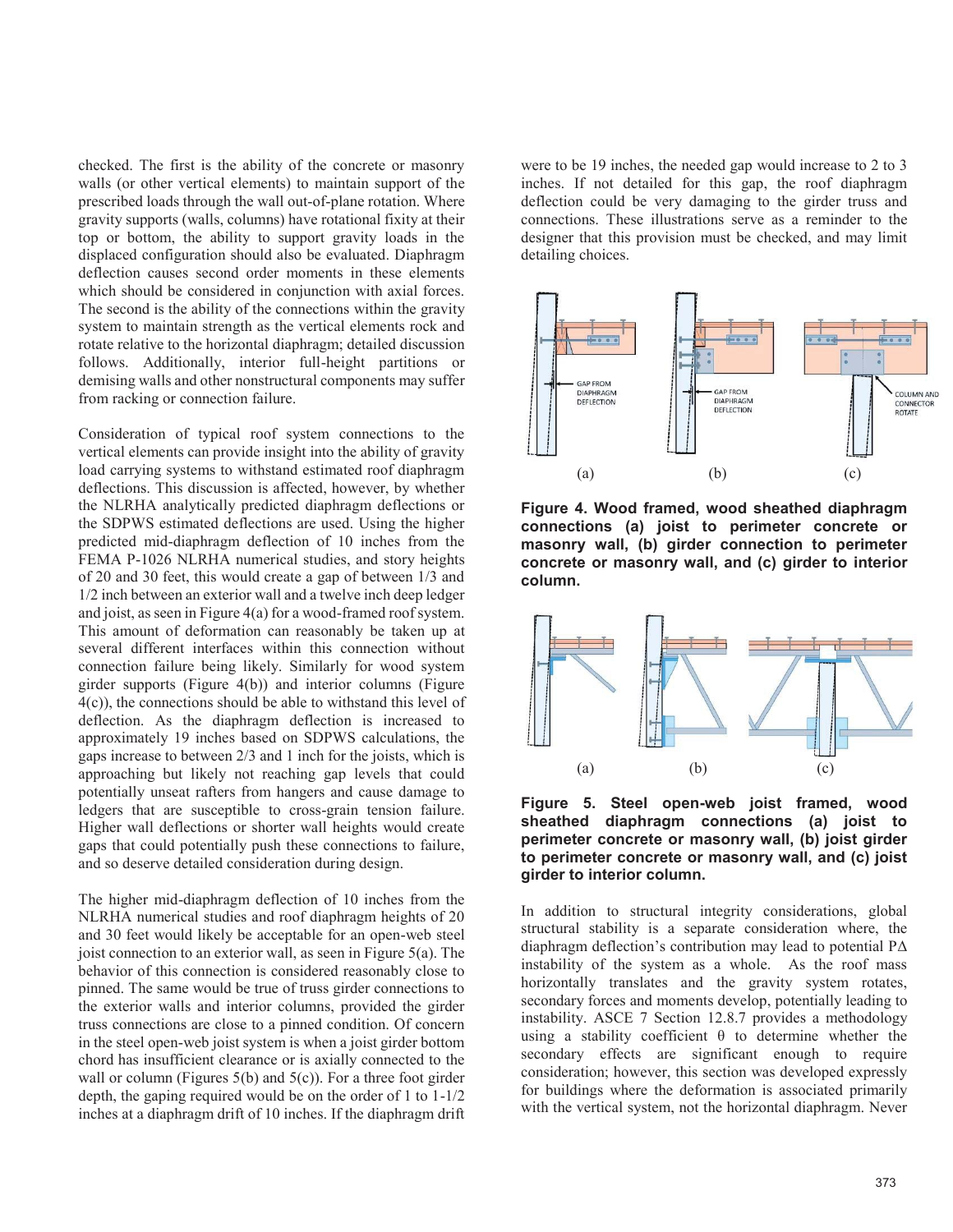checked. The first is the ability of the concrete or masonry walls (or other vertical elements) to maintain support of the prescribed loads through the wall out-of-plane rotation. Where gravity supports (walls, columns) have rotational fixity at their top or bottom, the ability to support gravity loads in the displaced configuration should also be evaluated. Diaphragm deflection causes second order moments in these elements which should be considered in conjunction with axial forces. The second is the ability of the connections within the gravity system to maintain strength as the vertical elements rock and rotate relative to the horizontal diaphragm; detailed discussion follows. Additionally, interior full-height partitions or demising walls and other nonstructural components may suffer from racking or connection failure.

Consideration of typical roof system connections to the vertical elements can provide insight into the ability of gravity load carrying systems to withstand estimated roof diaphragm deflections. This discussion is affected, however, by whether the NLRHA analytically predicted diaphragm deflections or the SDPWS estimated deflections are used. Using the higher predicted mid-diaphragm deflection of 10 inches from the FEMA P-1026 NLRHA numerical studies, and story heights of 20 and 30 feet, this would create a gap of between 1/3 and 1/2 inch between an exterior wall and a twelve inch deep ledger and joist, as seen in Figure 4(a) for a wood-framed roof system. This amount of deformation can reasonably be taken up at several different interfaces within this connection without connection failure being likely. Similarly for wood system girder supports (Figure 4(b)) and interior columns (Figure 4(c)), the connections should be able to withstand this level of deflection. As the diaphragm deflection is increased to approximately 19 inches based on SDPWS calculations, the gaps increase to between 2/3 and 1 inch for the joists, which is approaching but likely not reaching gap levels that could potentially unseat rafters from hangers and cause damage to ledgers that are susceptible to cross-grain tension failure. Higher wall deflections or shorter wall heights would create gaps that could potentially push these connections to failure, and so deserve detailed consideration during design.

The higher mid-diaphragm deflection of 10 inches from the NLRHA numerical studies and roof diaphragm heights of 20 and 30 feet would likely be acceptable for an open-web steel joist connection to an exterior wall, as seen in Figure 5(a). The behavior of this connection is considered reasonably close to pinned. The same would be true of truss girder connections to the exterior walls and interior columns, provided the girder truss connections are close to a pinned condition. Of concern in the steel open-web joist system is when a joist girder bottom chord has insufficient clearance or is axially connected to the wall or column (Figures 5(b) and 5(c)). For a three foot girder depth, the gaping required would be on the order of 1 to 1-1/2 inches at a diaphragm drift of 10 inches. If the diaphragm drift were to be 19 inches, the needed gap would increase to 2 to 3 inches. If not detailed for this gap, the roof diaphragm deflection could be very damaging to the girder truss and connections. These illustrations serve as a reminder to the designer that this provision must be checked, and may limit detailing choices.

**Figure 4. Wood framed, wood sheathed diaphragm connections (a) joist to perimeter concrete or masonry wall, (b) girder connection to perimeter concrete or masonry wall, and (c) girder to interior column.**

**Figure 5. Steel open-web joist framed, wood sheathed diaphragm connections (a) joist to perimeter concrete or masonry wall, (b) joist girder to perimeter concrete or masonry wall, and (c) joist girder to interior column.**

In addition to structural integrity considerations, global structural stability is a separate consideration where, the diaphragm deflection's contribution may lead to potential PΔ instability of the system as a whole. As the roof mass horizontally translates and the gravity system rotates, secondary forces and moments develop, potentially leading to instability. ASCE 7 Section 12.8.7 provides a methodology using a stability coefficient θ to determine whether the secondary effects are significant enough to require consideration; however, this section was developed expressly for buildings where the deformation is associated primarily with the vertical system, not the horizontal diaphragm. Never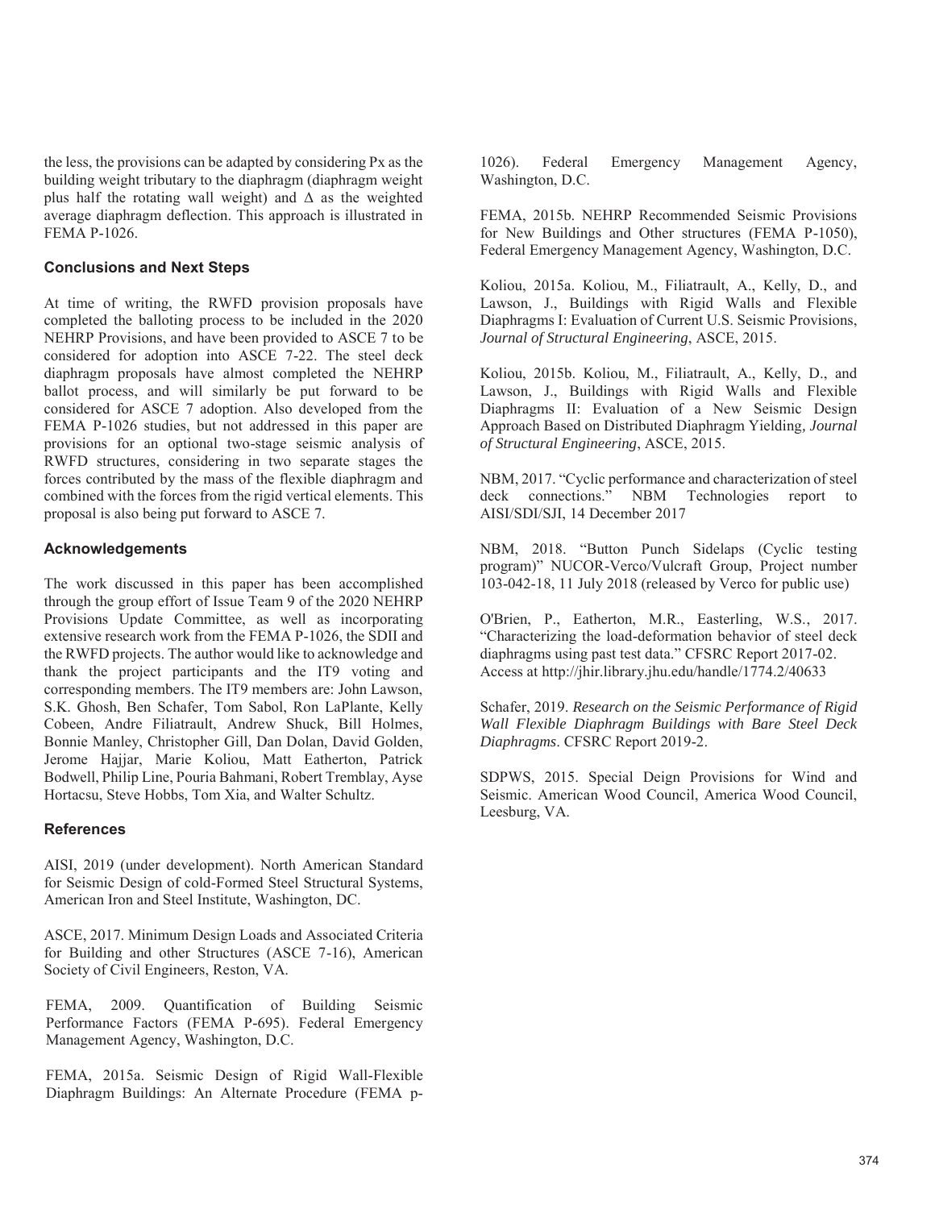the less, the provisions can be adapted by considering Px as the building weight tributary to the diaphragm (diaphragm weight plus half the rotating wall weight) and $\Delta$ as the weighted average diaphragm deflection. This approach is illustrated in FEMA P-1026.

### Conclusions and Next Steps

At time of writing, the RWFD provision proposals have completed the balloting process to be included in the 2020 NEHRP Provisions, and have been provided to ASCE 7 to be considered for adoption into ASCE 7-22. The steel deck diaphragm proposals have almost completed the NEHRP ballot process, and will similarly be put forward to be considered for ASCE 7 adoption. Also developed from the FEMA P-1026 studies, but not addressed in this paper are provisions for an optional two-stage seismic analysis of RWFD structures, considering in two separate stages the forces contributed by the mass of the flexible diaphragm and combined with the forces from the rigid vertical elements. This proposal is also being put forward to ASCE 7.

### Acknowledgements

The work discussed in this paper has been accomplished through the group effort of Issue Team 9 of the 2020 NEHRP Provisions Update Committee, as well as incorporating extensive research work from the FEMA P-1026, the SDII and the RWFD projects. The author would like to acknowledge and thank the project participants and the IT9 voting and corresponding members. The IT9 members are: John Lawson, S.K. Ghosh, Ben Schafer, Tom Sabol, Ron LaPlante, Kelly Cobeen, Andre Filiatrault, Andrew Shuck, Bill Holmes, Bonnie Manley, Christopher Gill, Dan Dolan, David Golden, Jerome Hajjar, Marie Koliou, Matt Eatherton, Patrick Bodwell, Philip Line, Pouria Bahmani, Robert Tremblay, Ayse Hortacsu, Steve Hobbs, Tom Xia, and Walter Schultz.

### References

AISI, 2019 (under development). North American Standard for Seismic Design of cold-Formed Steel Structural Systems, American Iron and Steel Institute, Washington, DC.

ASCE, 2017. Minimum Design Loads and Associated Criteria for Building and other Structures (ASCE 7-16), American Society of Civil Engineers, Reston, VA.

FEMA, 2009. Quantification of Building Seismic Performance Factors (FEMA P-695). Federal Emergency Management Agency, Washington, D.C.

FEMA, 2015a. Seismic Design of Rigid Wall-Flexible Diaphragm Buildings: An Alternate Procedure (FEMA p-1026). Federal Emergency Management Agency, Washington, D.C.

FEMA, 2015b. NEHRP Recommended Seismic Provisions for New Buildings and Other structures (FEMA P-1050), Federal Emergency Management Agency, Washington, D.C.

Koliou, 2015a. Koliou, M., Filiatrault, A., Kelly, D., and Lawson, J., Buildings with Rigid Walls and Flexible Diaphragms I: Evaluation of Current U.S. Seismic Provisions, *Journal of Structural Engineering*, ASCE, 2015.

Koliou, 2015b. Koliou, M., Filiatrault, A., Kelly, D., and Lawson, J., Buildings with Rigid Walls and Flexible Diaphragms II: Evaluation of a New Seismic Design Approach Based on Distributed Diaphragm Yielding, *Journal of Structural Engineering*, ASCE, 2015.

NBM, 2017. "Cyclic performance and characterization of steel deck connections." NBM Technologies report to AISI/SDI/SJI, 14 December 2017

NBM, 2018. "Button Punch Sidelaps (Cyclic testing program)" NUCOR-Verco/Vulcraft Group, Project number 103-042-18, 11 July 2018 (released by Verco for public use)

O'Brien, P., Eatherton, M.R., Easterling, W.S., 2017. "Characterizing the load-deformation behavior of steel deck diaphragms using past test data." CFSRC Report 2017-02. Access at http://jhir.library.jhu.edu/handle/1774.2/40633

Schafer, 2019. *Research on the Seismic Performance of Rigid Wall Flexible Diaphragm Buildings with Bare Steel Deck Diaphragms*. CFSRC Report 2019-2.

SDPWS, 2015. Special Deign Provisions for Wind and Seismic. American Wood Council, America Wood Council, Leesburg, VA.